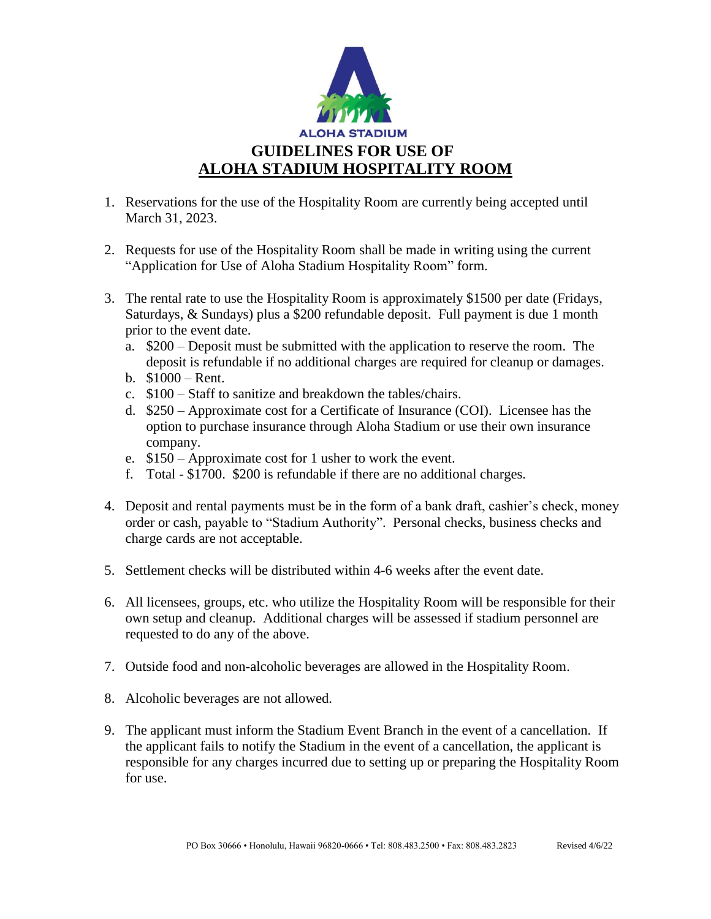ALOHA STADIUM

# GUIDELINES FOR USE OF ALOHA STADIUM HOSPITALITY ROOM

1. Reservations for the use of the Hospitality Room are currently being accepted until March 31, 2023.

2. Requests for use of the Hospitality Room shall be made in writing using the current "Application for Use of Aloha Stadium Hospitality Room" form.

3. The rental rate to use the Hospitality Room is approximately $1500 per date (Fridays, Saturdays, & Sundays) plus a $200 refundable deposit. Full payment is due 1 month prior to the event date.
   a. $200 – Deposit must be submitted with the application to reserve the room. The deposit is refundable if no additional charges are required for cleanup or damages.
   b. $1000 – Rent.
   c. $100 – Staff to sanitize and breakdown the tables/chairs.
   d. $250 – Approximate cost for a Certificate of Insurance (COI). Licensee has the option to purchase insurance through Aloha Stadium or use their own insurance company.
   e. $150 – Approximate cost for 1 usher to work the event.
   f. Total - $1700. $200 is refundable if there are no additional charges.

4. Deposit and rental payments must be in the form of a bank draft, cashier's check, money order or cash, payable to "Stadium Authority". Personal checks, business checks and charge cards are not acceptable.

5. Settlement checks will be distributed within 4-6 weeks after the event date.

6. All licensees, groups, etc. who utilize the Hospitality Room will be responsible for their own setup and cleanup. Additional charges will be assessed if stadium personnel are requested to do any of the above.

7. Outside food and non-alcoholic beverages are allowed in the Hospitality Room.

8. Alcoholic beverages are not allowed.

9. The applicant must inform the Stadium Event Branch in the event of a cancellation. If the applicant fails to notify the Stadium in the event of a cancellation, the applicant is responsible for any charges incurred due to setting up or preparing the Hospitality Room for use.

PO Box 30666 • Honolulu, Hawaii 96820-0666 • Tel: 808.483.2500 • Fax: 808.483.2823 Revised 4/6/22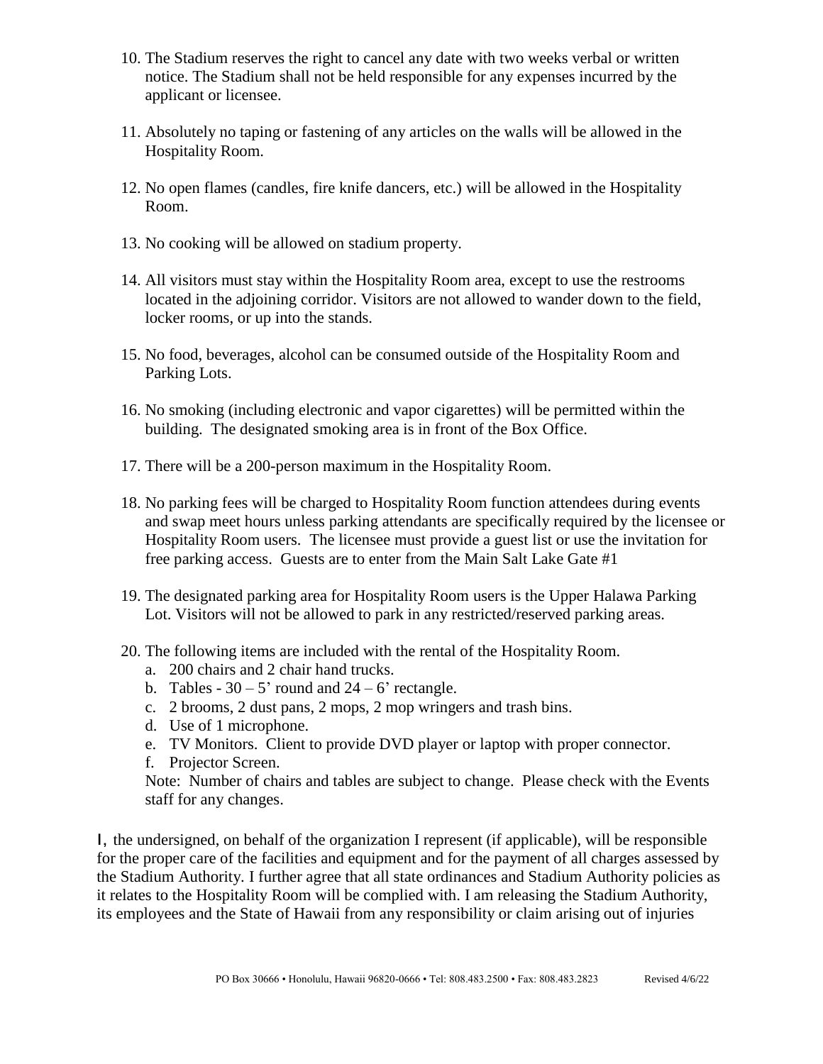10. The Stadium reserves the right to cancel any date with two weeks verbal or written notice. The Stadium shall not be held responsible for any expenses incurred by the applicant or licensee.

11. Absolutely no taping or fastening of any articles on the walls will be allowed in the Hospitality Room.

12. No open flames (candles, fire knife dancers, etc.) will be allowed in the Hospitality Room.

13. No cooking will be allowed on stadium property.

14. All visitors must stay within the Hospitality Room area, except to use the restrooms located in the adjoining corridor. Visitors are not allowed to wander down to the field, locker rooms, or up into the stands.

15. No food, beverages, alcohol can be consumed outside of the Hospitality Room and Parking Lots.

16. No smoking (including electronic and vapor cigarettes) will be permitted within the building. The designated smoking area is in front of the Box Office.

17. There will be a 200-person maximum in the Hospitality Room.

18. No parking fees will be charged to Hospitality Room function attendees during events and swap meet hours unless parking attendants are specifically required by the licensee or Hospitality Room users. The licensee must provide a guest list or use the invitation for free parking access. Guests are to enter from the Main Salt Lake Gate #1

19. The designated parking area for Hospitality Room users is the Upper Halawa Parking Lot. Visitors will not be allowed to park in any restricted/reserved parking areas.

20. The following items are included with the rental of the Hospitality Room.
    a. 200 chairs and 2 chair hand trucks.
    b. Tables - 30 – 5' round and 24 – 6' rectangle.
    c. 2 brooms, 2 dust pans, 2 mops, 2 mop wringers and trash bins.
    d. Use of 1 microphone.
    e. TV Monitors. Client to provide DVD player or laptop with proper connector.
    f. Projector Screen.

    Note: Number of chairs and tables are subject to change. Please check with the Events staff for any changes.

I, the undersigned, on behalf of the organization I represent (if applicable), will be responsible for the proper care of the facilities and equipment and for the payment of all charges assessed by the Stadium Authority. I further agree that all state ordinances and Stadium Authority policies as it relates to the Hospitality Room will be complied with. I am releasing the Stadium Authority, its employees and the State of Hawaii from any responsibility or claim arising out of injuries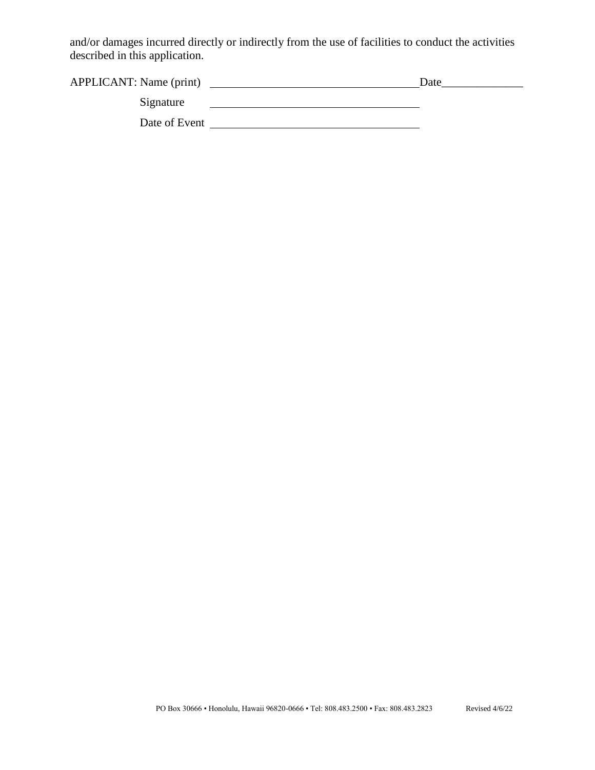and/or damages incurred directly or indirectly from the use of facilities to conduct the activities described in this application.

APPLICANT: Name (print) ______________________________ Date______________

Signature ______________________________

Date of Event ______________________________